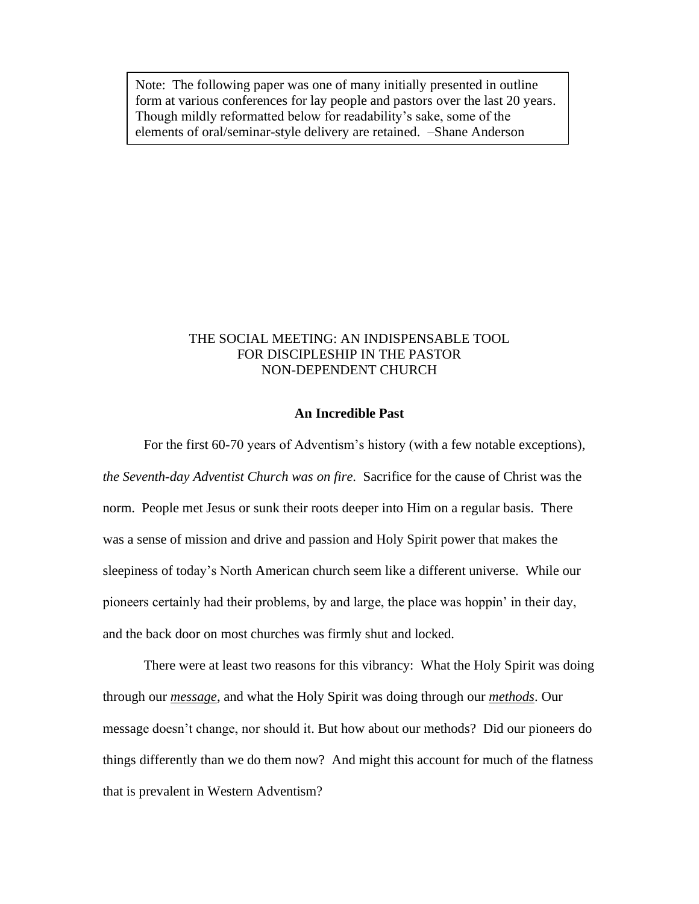> Note: The following paper was one of many initially presented in outline form at various conferences for lay people and pastors over the last 20 years. Though mildly reformatted below for readability's sake, some of the elements of oral/seminar-style delivery are retained. –Shane Anderson

# THE SOCIAL MEETING: AN INDISPENSABLE TOOL FOR DISCIPLESHIP IN THE PASTOR NON-DEPENDENT CHURCH

## An Incredible Past

For the first 60-70 years of Adventism's history (with a few notable exceptions), *the Seventh-day Adventist Church was on fire.* Sacrifice for the cause of Christ was the norm. People met Jesus or sunk their roots deeper into Him on a regular basis. There was a sense of mission and drive and passion and Holy Spirit power that makes the sleepiness of today's North American church seem like a different universe. While our pioneers certainly had their problems, by and large, the place was hoppin' in their day, and the back door on most churches was firmly shut and locked.

There were at least two reasons for this vibrancy: What the Holy Spirit was doing through our ***message***, and what the Holy Spirit was doing through our ***methods***. Our message doesn't change, nor should it. But how about our methods? Did our pioneers do things differently than we do them now? And might this account for much of the flatness that is prevalent in Western Adventism?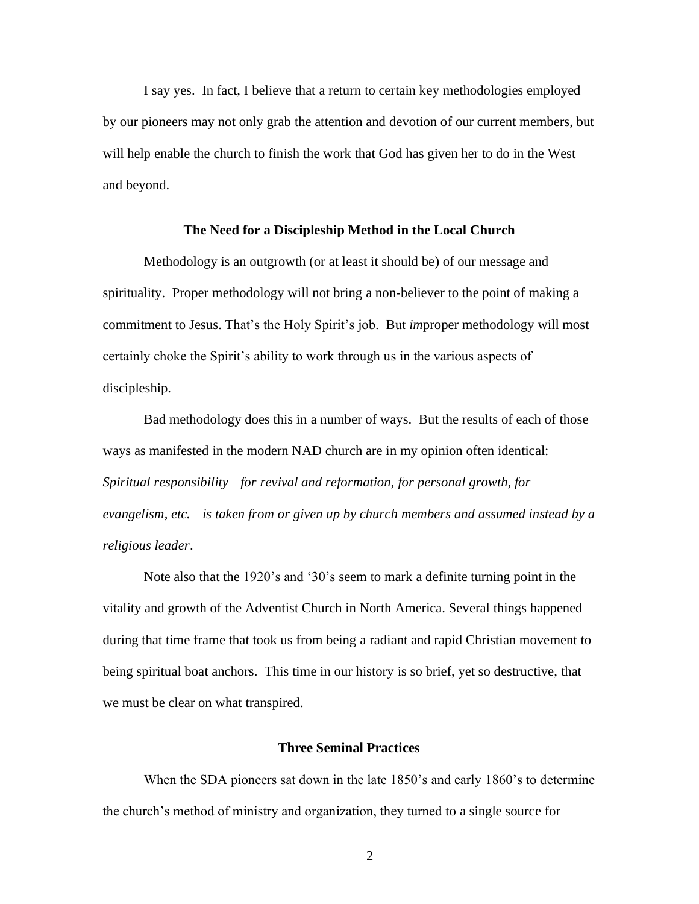I say yes. In fact, I believe that a return to certain key methodologies employed by our pioneers may not only grab the attention and devotion of our current members, but will help enable the church to finish the work that God has given her to do in the West and beyond.

## The Need for a Discipleship Method in the Local Church

Methodology is an outgrowth (or at least it should be) of our message and spirituality. Proper methodology will not bring a non-believer to the point of making a commitment to Jesus. That's the Holy Spirit's job. But *im*proper methodology will most certainly choke the Spirit's ability to work through us in the various aspects of discipleship.

Bad methodology does this in a number of ways. But the results of each of those ways as manifested in the modern NAD church are in my opinion often identical: *Spiritual responsibility—for revival and reformation, for personal growth, for evangelism, etc.—is taken from or given up by church members and assumed instead by a religious leader*.

Note also that the 1920's and '30's seem to mark a definite turning point in the vitality and growth of the Adventist Church in North America. Several things happened during that time frame that took us from being a radiant and rapid Christian movement to being spiritual boat anchors. This time in our history is so brief, yet so destructive, that we must be clear on what transpired.

## Three Seminal Practices

When the SDA pioneers sat down in the late 1850's and early 1860's to determine the church's method of ministry and organization, they turned to a single source for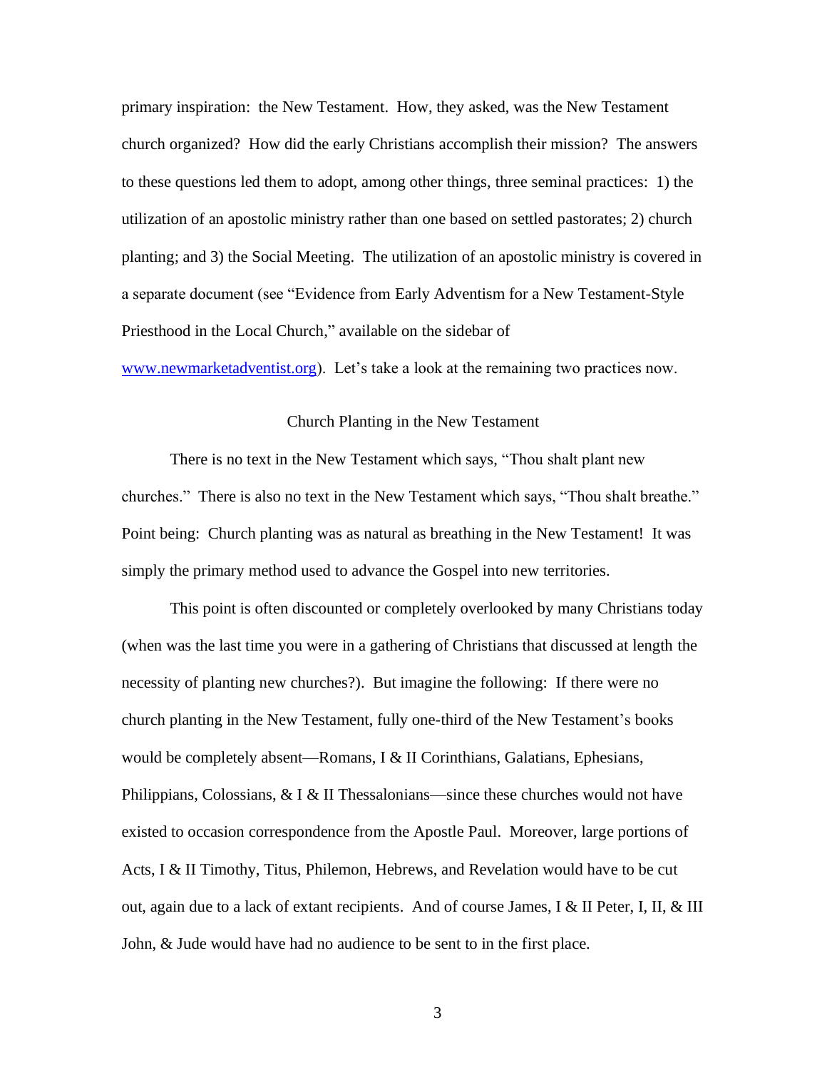primary inspiration: the New Testament. How, they asked, was the New Testament church organized? How did the early Christians accomplish their mission? The answers to these questions led them to adopt, among other things, three seminal practices: 1) the utilization of an apostolic ministry rather than one based on settled pastorates; 2) church planting; and 3) the Social Meeting. The utilization of an apostolic ministry is covered in a separate document (see "Evidence from Early Adventism for a New Testament-Style Priesthood in the Local Church," available on the sidebar of [www.newmarketadventist.org](http://www.newmarketadventist.org)). Let's take a look at the remaining two practices now.

## Church Planting in the New Testament

There is no text in the New Testament which says, "Thou shalt plant new churches." There is also no text in the New Testament which says, "Thou shalt breathe." Point being: Church planting was as natural as breathing in the New Testament! It was simply the primary method used to advance the Gospel into new territories.

This point is often discounted or completely overlooked by many Christians today (when was the last time you were in a gathering of Christians that discussed at length the necessity of planting new churches?). But imagine the following: If there were no church planting in the New Testament, fully one-third of the New Testament's books would be completely absent—Romans, I & II Corinthians, Galatians, Ephesians, Philippians, Colossians, & I & II Thessalonians—since these churches would not have existed to occasion correspondence from the Apostle Paul. Moreover, large portions of Acts, I & II Timothy, Titus, Philemon, Hebrews, and Revelation would have to be cut out, again due to a lack of extant recipients. And of course James, I & II Peter, I, II, & III John, & Jude would have had no audience to be sent to in the first place.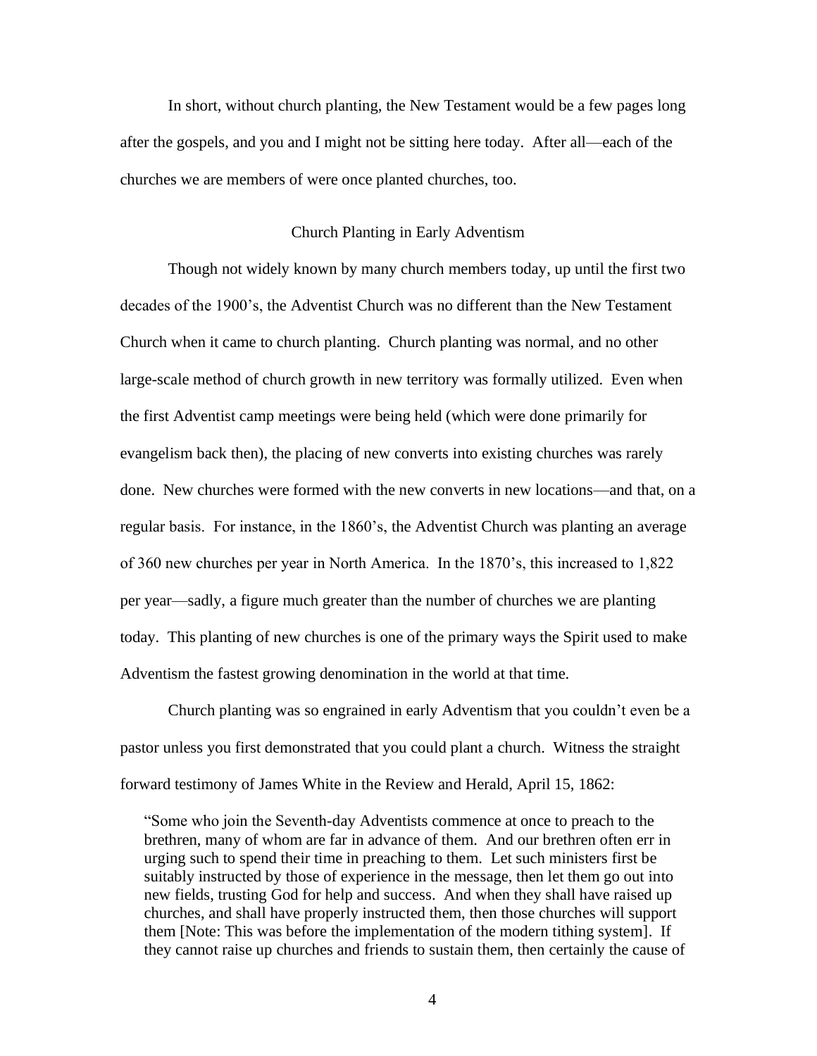In short, without church planting, the New Testament would be a few pages long after the gospels, and you and I might not be sitting here today. After all—each of the churches we are members of were once planted churches, too.

## Church Planting in Early Adventism

Though not widely known by many church members today, up until the first two decades of the 1900's, the Adventist Church was no different than the New Testament Church when it came to church planting. Church planting was normal, and no other large-scale method of church growth in new territory was formally utilized. Even when the first Adventist camp meetings were being held (which were done primarily for evangelism back then), the placing of new converts into existing churches was rarely done. New churches were formed with the new converts in new locations—and that, on a regular basis. For instance, in the 1860's, the Adventist Church was planting an average of 360 new churches per year in North America. In the 1870's, this increased to 1,822 per year—sadly, a figure much greater than the number of churches we are planting today. This planting of new churches is one of the primary ways the Spirit used to make Adventism the fastest growing denomination in the world at that time.

Church planting was so engrained in early Adventism that you couldn't even be a pastor unless you first demonstrated that you could plant a church. Witness the straight forward testimony of James White in the Review and Herald, April 15, 1862:

> "Some who join the Seventh-day Adventists commence at once to preach to the brethren, many of whom are far in advance of them. And our brethren often err in urging such to spend their time in preaching to them. Let such ministers first be suitably instructed by those of experience in the message, then let them go out into new fields, trusting God for help and success. And when they shall have raised up churches, and shall have properly instructed them, then those churches will support them [Note: This was before the implementation of the modern tithing system]. If they cannot raise up churches and friends to sustain them, then certainly the cause of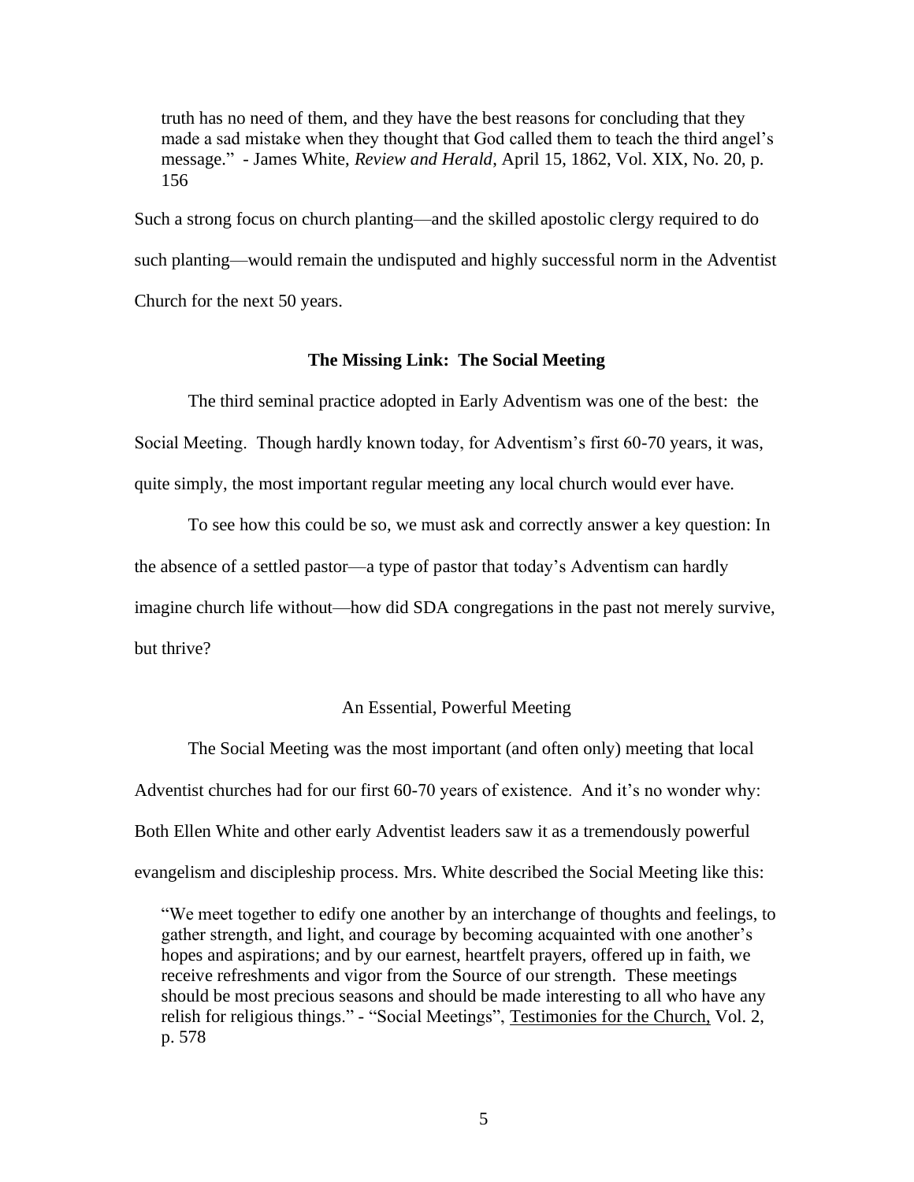> truth has no need of them, and they have the best reasons for concluding that they made a sad mistake when they thought that God called them to teach the third angel's message." - James White, *Review and Herald*, April 15, 1862, Vol. XIX, No. 20, p. 156

Such a strong focus on church planting—and the skilled apostolic clergy required to do such planting—would remain the undisputed and highly successful norm in the Adventist Church for the next 50 years.

## The Missing Link: The Social Meeting

The third seminal practice adopted in Early Adventism was one of the best: the Social Meeting. Though hardly known today, for Adventism's first 60-70 years, it was, quite simply, the most important regular meeting any local church would ever have.

To see how this could be so, we must ask and correctly answer a key question: In the absence of a settled pastor—a type of pastor that today's Adventism can hardly imagine church life without—how did SDA congregations in the past not merely survive, but thrive?

### An Essential, Powerful Meeting

The Social Meeting was the most important (and often only) meeting that local Adventist churches had for our first 60-70 years of existence. And it's no wonder why: Both Ellen White and other early Adventist leaders saw it as a tremendously powerful evangelism and discipleship process. Mrs. White described the Social Meeting like this:

> "We meet together to edify one another by an interchange of thoughts and feelings, to gather strength, and light, and courage by becoming acquainted with one another's hopes and aspirations; and by our earnest, heartfelt prayers, offered up in faith, we receive refreshments and vigor from the Source of our strength. These meetings should be most precious seasons and should be made interesting to all who have any relish for religious things." - "Social Meetings", Testimonies for the Church, Vol. 2, p. 578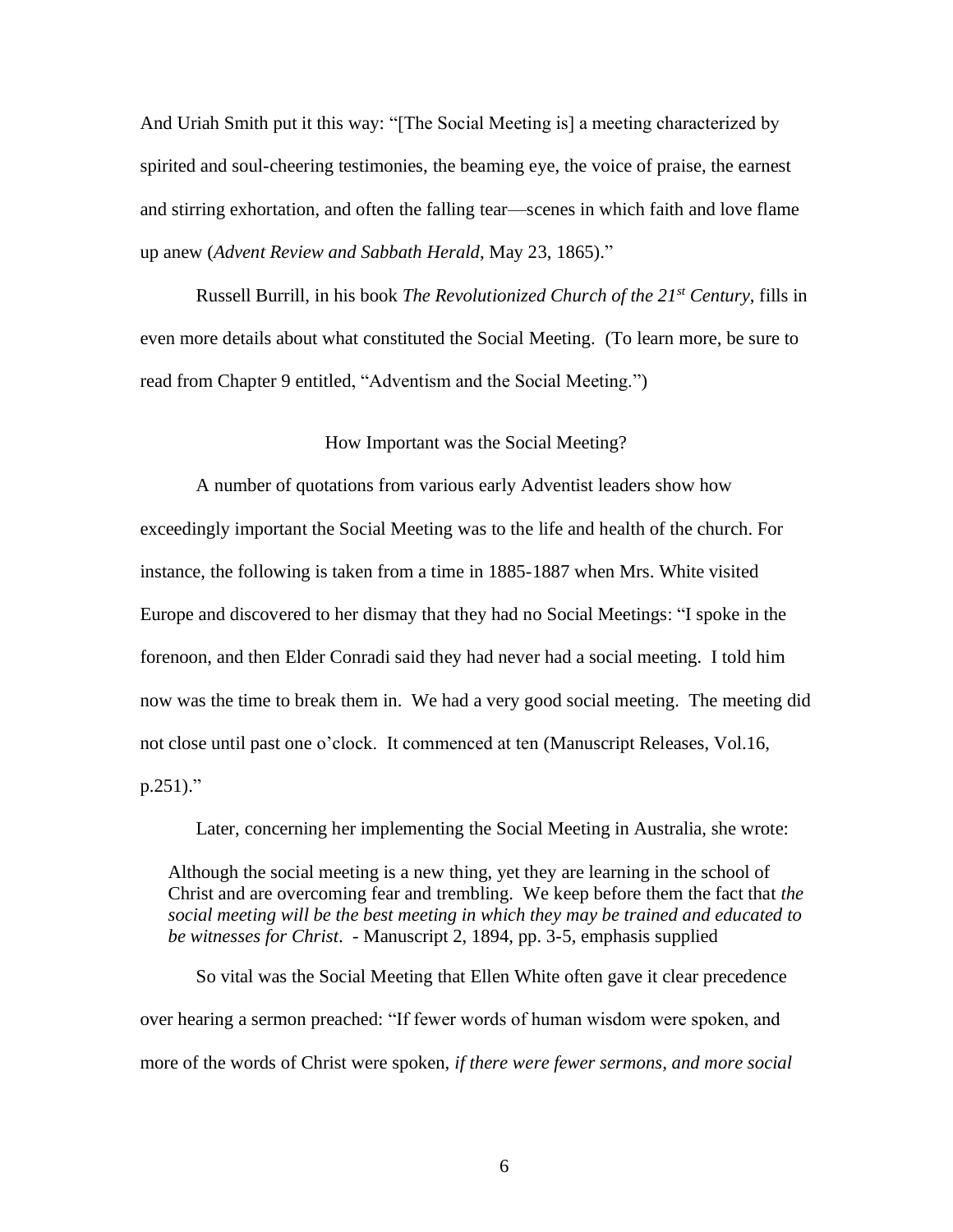And Uriah Smith put it this way: "[The Social Meeting is] a meeting characterized by spirited and soul-cheering testimonies, the beaming eye, the voice of praise, the earnest and stirring exhortation, and often the falling tear—scenes in which faith and love flame up anew (*Advent Review and Sabbath Herald*, May 23, 1865)."

Russell Burrill, in his book *The Revolutionized Church of the 21st Century*, fills in even more details about what constituted the Social Meeting. (To learn more, be sure to read from Chapter 9 entitled, "Adventism and the Social Meeting.")

## How Important was the Social Meeting?

A number of quotations from various early Adventist leaders show how exceedingly important the Social Meeting was to the life and health of the church. For instance, the following is taken from a time in 1885-1887 when Mrs. White visited Europe and discovered to her dismay that they had no Social Meetings: "I spoke in the forenoon, and then Elder Conradi said they had never had a social meeting. I told him now was the time to break them in. We had a very good social meeting. The meeting did not close until past one o'clock. It commenced at ten (Manuscript Releases, Vol.16, p.251)."

Later, concerning her implementing the Social Meeting in Australia, she wrote:

> Although the social meeting is a new thing, yet they are learning in the school of Christ and are overcoming fear and trembling. We keep before them the fact that *the social meeting will be the best meeting in which they may be trained and educated to be witnesses for Christ*. - Manuscript 2, 1894, pp. 3-5, emphasis supplied

So vital was the Social Meeting that Ellen White often gave it clear precedence over hearing a sermon preached: "If fewer words of human wisdom were spoken, and more of the words of Christ were spoken, *if there were fewer sermons, and more social*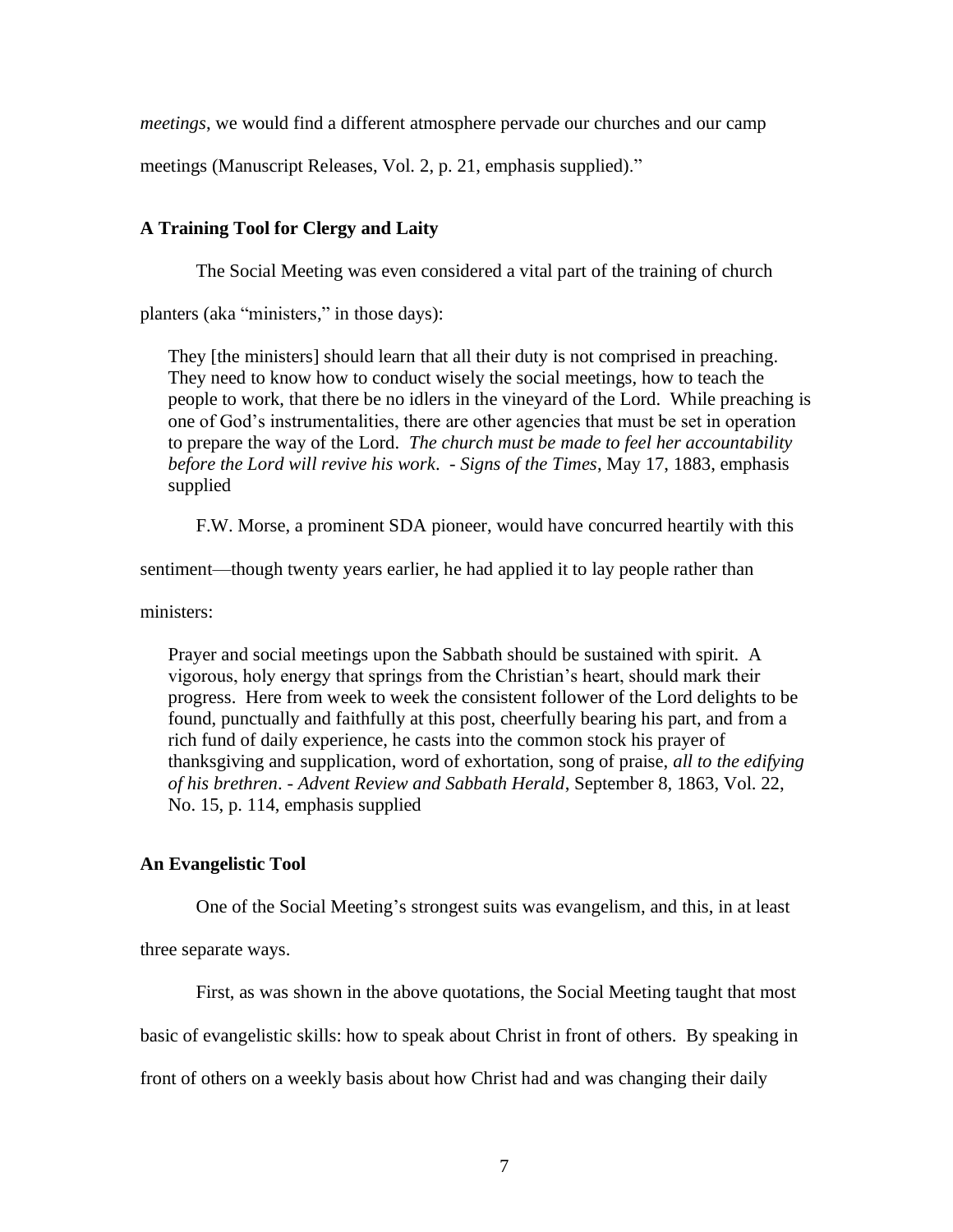*meetings*, we would find a different atmosphere pervade our churches and our camp meetings (Manuscript Releases, Vol. 2, p. 21, emphasis supplied)."

### A Training Tool for Clergy and Laity

The Social Meeting was even considered a vital part of the training of church planters (aka "ministers," in those days):

> They [the ministers] should learn that all their duty is not comprised in preaching. They need to know how to conduct wisely the social meetings, how to teach the people to work, that there be no idlers in the vineyard of the Lord. While preaching is one of God's instrumentalities, there are other agencies that must be set in operation to prepare the way of the Lord. *The church must be made to feel her accountability before the Lord will revive his work*. - *Signs of the Times*, May 17, 1883, emphasis supplied

F.W. Morse, a prominent SDA pioneer, would have concurred heartily with this sentiment—though twenty years earlier, he had applied it to lay people rather than ministers:

> Prayer and social meetings upon the Sabbath should be sustained with spirit. A vigorous, holy energy that springs from the Christian's heart, should mark their progress. Here from week to week the consistent follower of the Lord delights to be found, punctually and faithfully at this post, cheerfully bearing his part, and from a rich fund of daily experience, he casts into the common stock his prayer of thanksgiving and supplication, word of exhortation, song of praise, *all to the edifying of his brethren*. - *Advent Review and Sabbath Herald*, September 8, 1863, Vol. 22, No. 15, p. 114, emphasis supplied

### An Evangelistic Tool

One of the Social Meeting's strongest suits was evangelism, and this, in at least three separate ways.

First, as was shown in the above quotations, the Social Meeting taught that most basic of evangelistic skills: how to speak about Christ in front of others. By speaking in front of others on a weekly basis about how Christ had and was changing their daily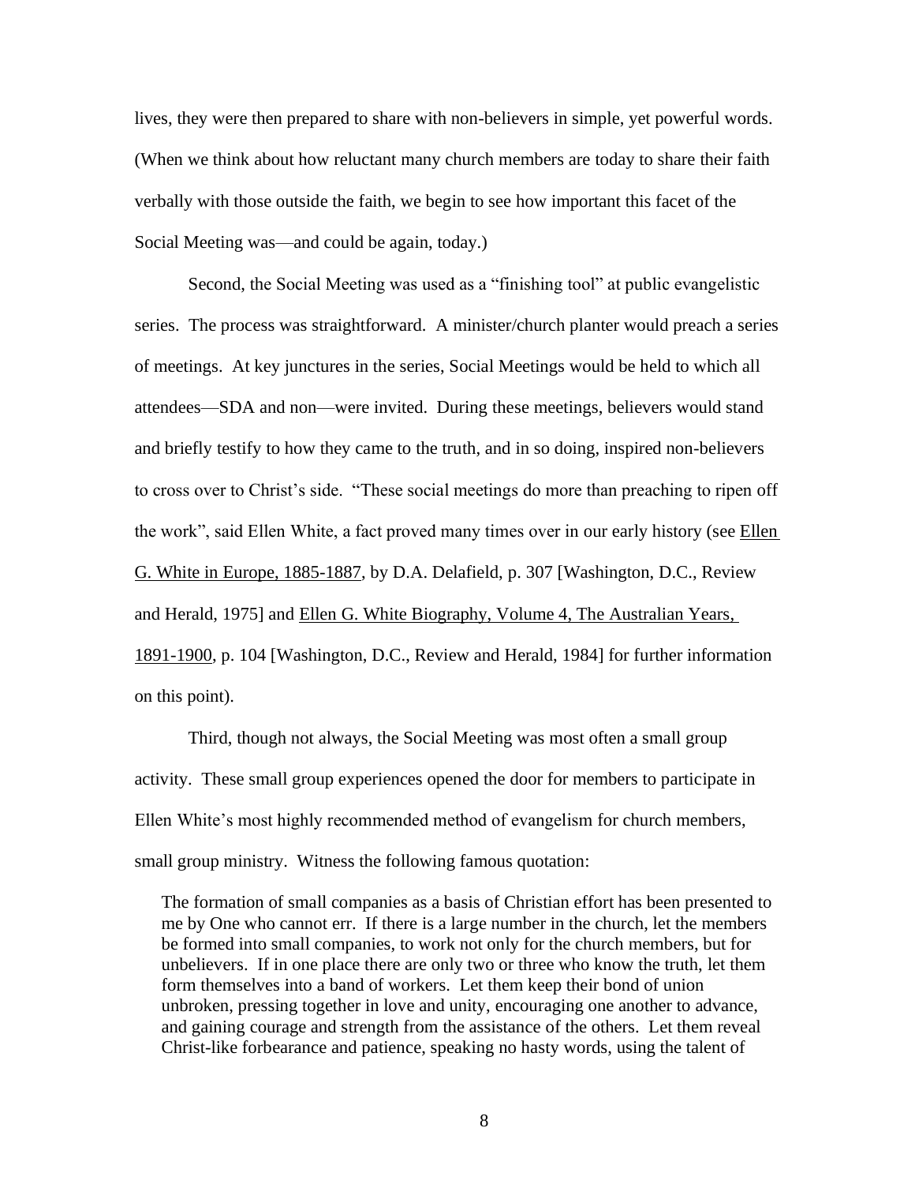lives, they were then prepared to share with non-believers in simple, yet powerful words. (When we think about how reluctant many church members are today to share their faith verbally with those outside the faith, we begin to see how important this facet of the Social Meeting was—and could be again, today.)

Second, the Social Meeting was used as a "finishing tool" at public evangelistic series. The process was straightforward. A minister/church planter would preach a series of meetings. At key junctures in the series, Social Meetings would be held to which all attendees—SDA and non—were invited. During these meetings, believers would stand and briefly testify to how they came to the truth, and in so doing, inspired non-believers to cross over to Christ's side. "These social meetings do more than preaching to ripen off the work", said Ellen White, a fact proved many times over in our early history (see Ellen G. White in Europe, 1885-1887, by D.A. Delafield, p. 307 [Washington, D.C., Review and Herald, 1975] and Ellen G. White Biography, Volume 4, The Australian Years, 1891-1900, p. 104 [Washington, D.C., Review and Herald, 1984] for further information on this point).

Third, though not always, the Social Meeting was most often a small group activity. These small group experiences opened the door for members to participate in Ellen White's most highly recommended method of evangelism for church members, small group ministry. Witness the following famous quotation:

> The formation of small companies as a basis of Christian effort has been presented to me by One who cannot err. If there is a large number in the church, let the members be formed into small companies, to work not only for the church members, but for unbelievers. If in one place there are only two or three who know the truth, let them form themselves into a band of workers. Let them keep their bond of union unbroken, pressing together in love and unity, encouraging one another to advance, and gaining courage and strength from the assistance of the others. Let them reveal Christ-like forbearance and patience, speaking no hasty words, using the talent of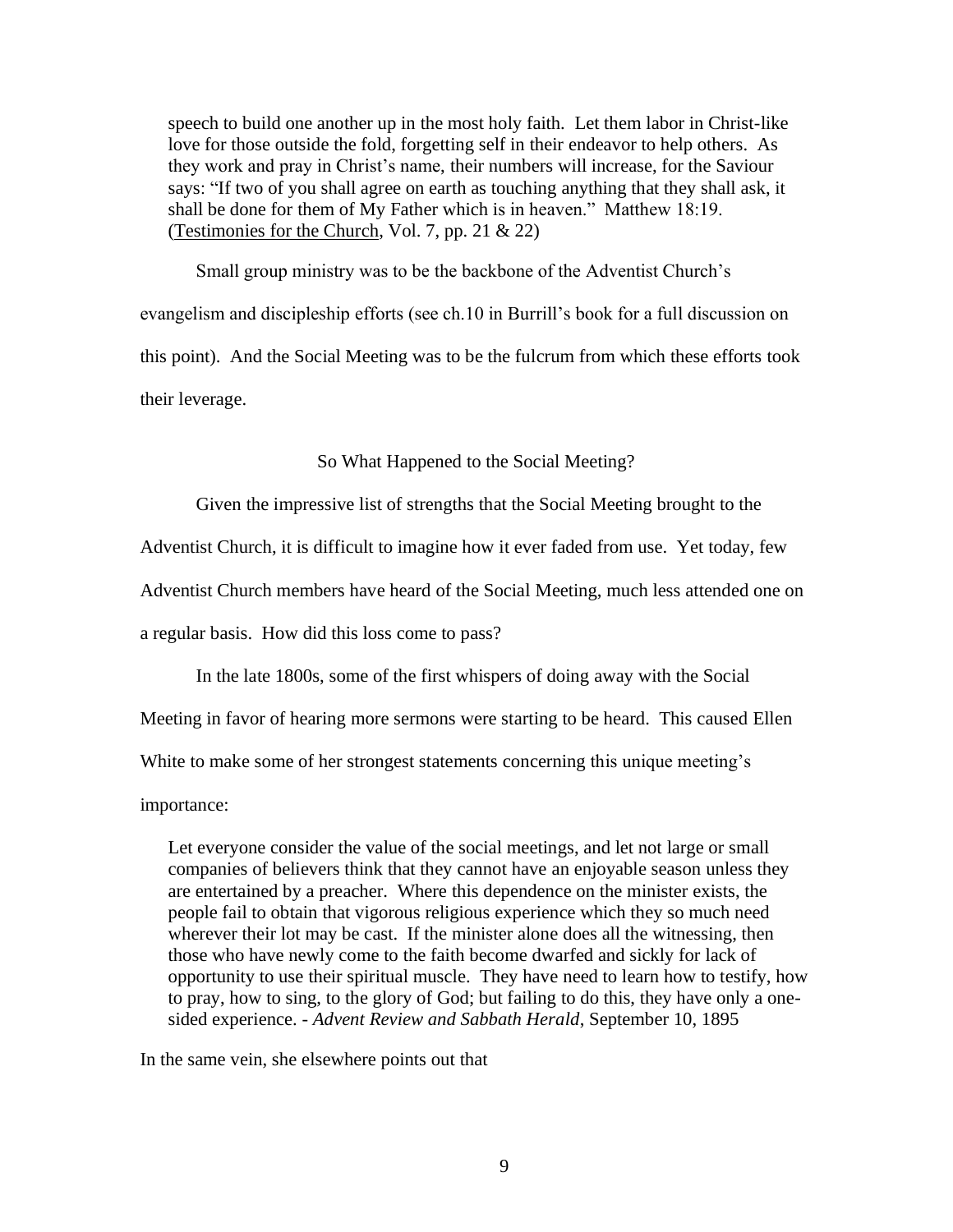> speech to build one another up in the most holy faith. Let them labor in Christ-like love for those outside the fold, forgetting self in their endeavor to help others. As they work and pray in Christ's name, their numbers will increase, for the Saviour says: "If two of you shall agree on earth as touching anything that they shall ask, it shall be done for them of My Father which is in heaven." Matthew 18:19. (Testimonies for the Church, Vol. 7, pp. 21 & 22)

Small group ministry was to be the backbone of the Adventist Church's evangelism and discipleship efforts (see ch.10 in Burrill's book for a full discussion on this point). And the Social Meeting was to be the fulcrum from which these efforts took their leverage.

## So What Happened to the Social Meeting?

Given the impressive list of strengths that the Social Meeting brought to the Adventist Church, it is difficult to imagine how it ever faded from use. Yet today, few Adventist Church members have heard of the Social Meeting, much less attended one on a regular basis. How did this loss come to pass?

In the late 1800s, some of the first whispers of doing away with the Social Meeting in favor of hearing more sermons were starting to be heard. This caused Ellen White to make some of her strongest statements concerning this unique meeting's importance:

> Let everyone consider the value of the social meetings, and let not large or small companies of believers think that they cannot have an enjoyable season unless they are entertained by a preacher. Where this dependence on the minister exists, the people fail to obtain that vigorous religious experience which they so much need wherever their lot may be cast. If the minister alone does all the witnessing, then those who have newly come to the faith become dwarfed and sickly for lack of opportunity to use their spiritual muscle. They have need to learn how to testify, how to pray, how to sing, to the glory of God; but failing to do this, they have only a one-sided experience. - *Advent Review and Sabbath Herald*, September 10, 1895

In the same vein, she elsewhere points out that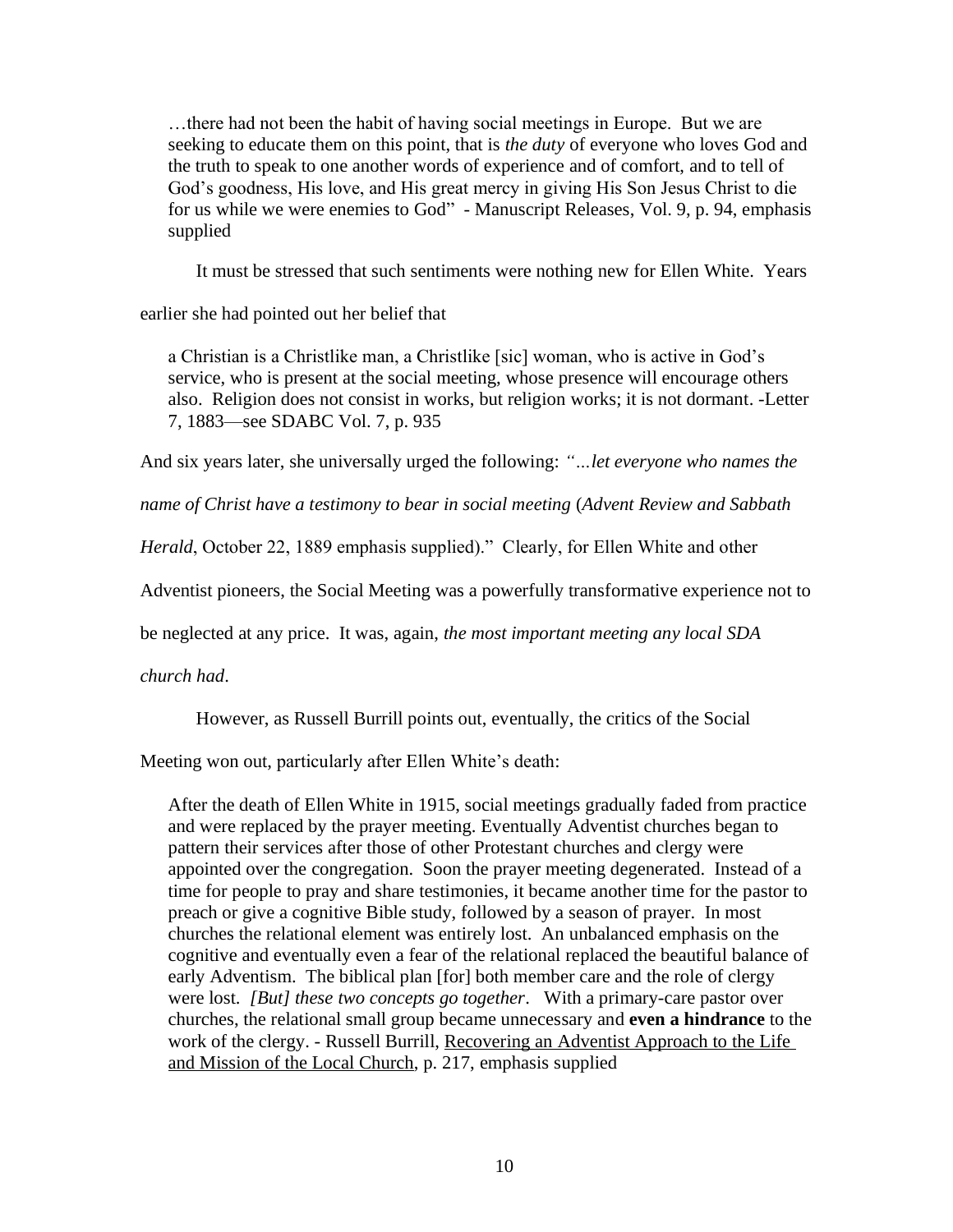> …there had not been the habit of having social meetings in Europe. But we are seeking to educate them on this point, that is *the duty* of everyone who loves God and the truth to speak to one another words of experience and of comfort, and to tell of God's goodness, His love, and His great mercy in giving His Son Jesus Christ to die for us while we were enemies to God" - Manuscript Releases, Vol. 9, p. 94, emphasis supplied

It must be stressed that such sentiments were nothing new for Ellen White. Years earlier she had pointed out her belief that

> a Christian is a Christlike man, a Christlike [sic] woman, who is active in God's service, who is present at the social meeting, whose presence will encourage others also. Religion does not consist in works, but religion works; it is not dormant. -Letter 7, 1883—see SDABC Vol. 7, p. 935

And six years later, she universally urged the following: *"…let everyone who names the name of Christ have a testimony to bear in social meeting* (*Advent Review and Sabbath Herald*, October 22, 1889 emphasis supplied)." Clearly, for Ellen White and other Adventist pioneers, the Social Meeting was a powerfully transformative experience not to be neglected at any price. It was, again, *the most important meeting any local SDA church had*.

However, as Russell Burrill points out, eventually, the critics of the Social Meeting won out, particularly after Ellen White's death:

> After the death of Ellen White in 1915, social meetings gradually faded from practice and were replaced by the prayer meeting. Eventually Adventist churches began to pattern their services after those of other Protestant churches and clergy were appointed over the congregation. Soon the prayer meeting degenerated. Instead of a time for people to pray and share testimonies, it became another time for the pastor to preach or give a cognitive Bible study, followed by a season of prayer. In most churches the relational element was entirely lost. An unbalanced emphasis on the cognitive and eventually even a fear of the relational replaced the beautiful balance of early Adventism. The biblical plan [for] both member care and the role of clergy were lost. *[But] these two concepts go together*. With a primary-care pastor over churches, the relational small group became unnecessary and **even a hindrance** to the work of the clergy. - Russell Burrill, Recovering an Adventist Approach to the Life and Mission of the Local Church, p. 217, emphasis supplied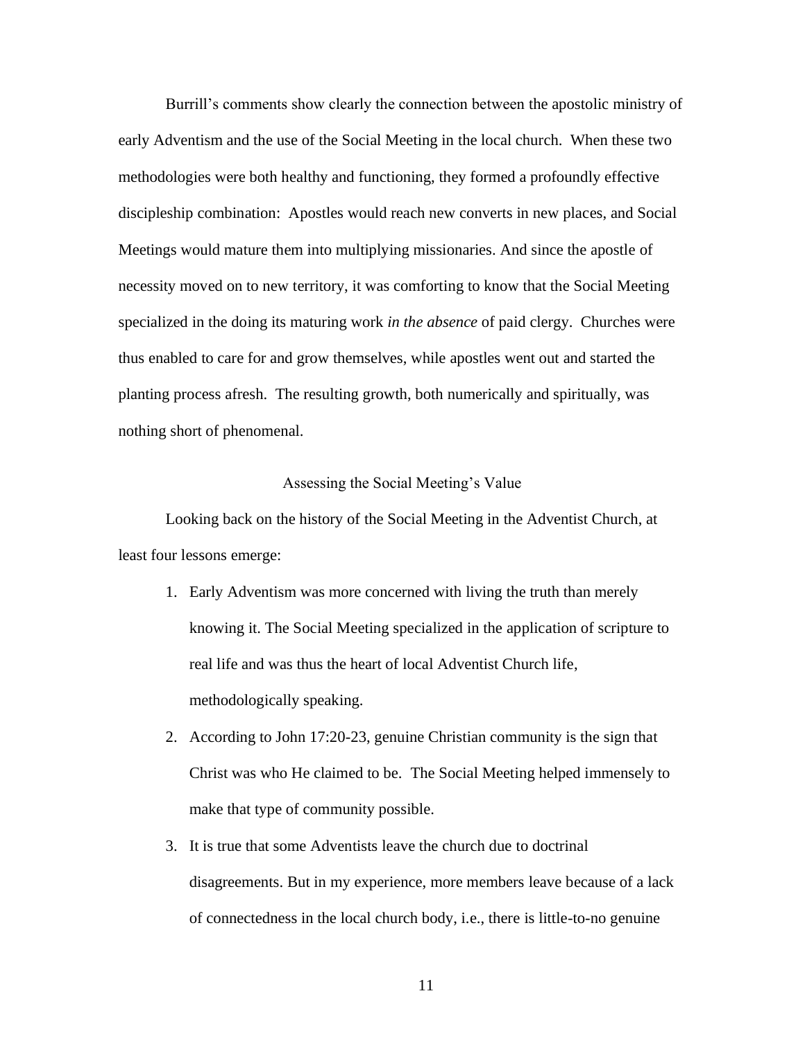Burrill's comments show clearly the connection between the apostolic ministry of early Adventism and the use of the Social Meeting in the local church. When these two methodologies were both healthy and functioning, they formed a profoundly effective discipleship combination: Apostles would reach new converts in new places, and Social Meetings would mature them into multiplying missionaries. And since the apostle of necessity moved on to new territory, it was comforting to know that the Social Meeting specialized in the doing its maturing work *in the absence* of paid clergy. Churches were thus enabled to care for and grow themselves, while apostles went out and started the planting process afresh. The resulting growth, both numerically and spiritually, was nothing short of phenomenal.

## Assessing the Social Meeting's Value

Looking back on the history of the Social Meeting in the Adventist Church, at least four lessons emerge:

1. Early Adventism was more concerned with living the truth than merely knowing it. The Social Meeting specialized in the application of scripture to real life and was thus the heart of local Adventist Church life, methodologically speaking.
2. According to John 17:20-23, genuine Christian community is the sign that Christ was who He claimed to be. The Social Meeting helped immensely to make that type of community possible.
3. It is true that some Adventists leave the church due to doctrinal disagreements. But in my experience, more members leave because of a lack of connectedness in the local church body, i.e., there is little-to-no genuine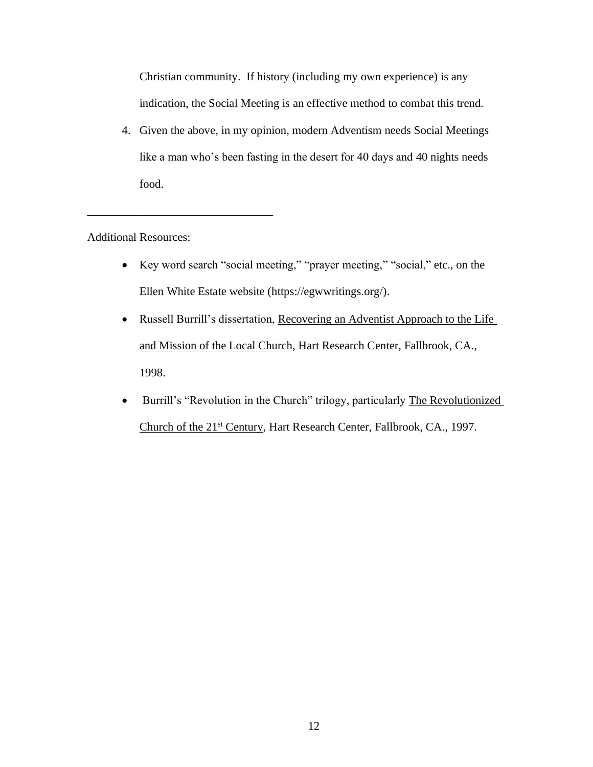Christian community. If history (including my own experience) is any indication, the Social Meeting is an effective method to combat this trend.

4. Given the above, in my opinion, modern Adventism needs Social Meetings like a man who's been fasting in the desert for 40 days and 40 nights needs food.

---

Additional Resources:

- Key word search "social meeting," "prayer meeting," "social," etc., on the Ellen White Estate website (https://egwwritings.org/).
- Russell Burrill's dissertation, <u>Recovering an Adventist Approach to the Life and Mission of the Local Church</u>, Hart Research Center, Fallbrook, CA., 1998.
- Burrill's "Revolution in the Church" trilogy, particularly <u>The Revolutionized Church of the 21st Century</u>, Hart Research Center, Fallbrook, CA., 1997.